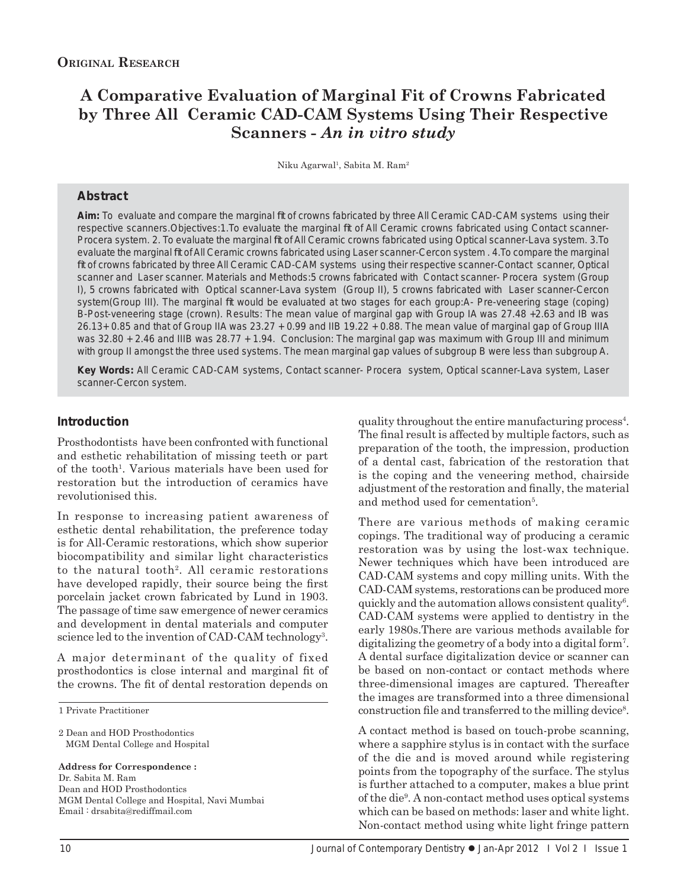**Original Research**

# A Comparative Evaluation of Marginal Fit of Crowns Fabricated by Three All Ceramic CAD-CAM Systems Using Their Respective Scanners - *An in vitro study*

Niku Agarwal[1], Sabita M. Ram[2]

## Abstract

**Aim:** To evaluate and compare the marginal fit of crowns fabricated by three All Ceramic CAD-CAM systems using their respective scanners.Objectives:1.To evaluate the marginal fit of All Ceramic crowns fabricated using Contact scanner-Procera system. 2. To evaluate the marginal fit of All Ceramic crowns fabricated using Optical scanner-Lava system. 3.To evaluate the marginal fit of All Ceramic crowns fabricated using Laser scanner-Cercon system . 4.To compare the marginal fit of crowns fabricated by three All Ceramic CAD-CAM systems using their respective scanner-Contact scanner, Optical scanner and Laser scanner. Materials and Methods:5 crowns fabricated with Contact scanner- Procera system (Group I), 5 crowns fabricated with Optical scanner-Lava system (Group II), 5 crowns fabricated with Laser scanner-Cercon system(Group III). The marginal fit would be evaluated at two stages for each group:A- Pre-veneering stage (coping) B-Post-veneering stage (crown). Results: The mean value of marginal gap with Group IA was 27.48 +2.63 and IB was 26.13+ 0.85 and that of Group IIA was 23.27 + 0.99 and IIB 19.22 + 0.88. The mean value of marginal gap of Group IIIA was 32.80 + 2.46 and IIIB was 28.77 + 1.94. Conclusion: The marginal gap was maximum with Group III and minimum with group II amongst the three used systems. The mean marginal gap values of subgroup B were less than subgroup A.

**Key Words:** All Ceramic CAD-CAM systems, Contact scanner- Procera system, Optical scanner-Lava system, Laser scanner-Cercon system.

## Introduction

Prosthodontists have been confronted with functional and esthetic rehabilitation of missing teeth or part of the tooth[1]. Various materials have been used for restoration but the introduction of ceramics have revolutionised this.

In response to increasing patient awareness of esthetic dental rehabilitation, the preference today is for All-Ceramic restorations, which show superior biocompatibility and similar light characteristics to the natural tooth[2]. All ceramic restorations have developed rapidly, their source being the first porcelain jacket crown fabricated by Lund in 1903. The passage of time saw emergence of newer ceramics and development in dental materials and computer science led to the invention of CAD-CAM technology[3].

A major determinant of the quality of fixed prosthodontics is close internal and marginal fit of the crowns. The fit of dental restoration depends on quality throughout the entire manufacturing process[4]. The final result is affected by multiple factors, such as preparation of the tooth, the impression, production of a dental cast, fabrication of the restoration that is the coping and the veneering method, chairside adjustment of the restoration and finally, the material and method used for cementation[5].

There are various methods of making ceramic copings. The traditional way of producing a ceramic restoration was by using the lost-wax technique. Newer techniques which have been introduced are CAD-CAM systems and copy milling units. With the CAD-CAM systems, restorations can be produced more quickly and the automation allows consistent quality[6]. CAD-CAM systems were applied to dentistry in the early 1980s.There are various methods available for digitalizing the geometry of a body into a digital form[7]. A dental surface digitalization device or scanner can be based on non-contact or contact methods where three-dimensional images are captured. Thereafter the images are transformed into a three dimensional construction file and transferred to the milling device[8].

A contact method is based on touch-probe scanning, where a sapphire stylus is in contact with the surface of the die and is moved around while registering points from the topography of the surface. The stylus is further attached to a computer, makes a blue print of the die[9]. A non-contact method uses optical systems which can be based on methods: laser and white light. Non-contact method using white light fringe pattern

---

1 Private Practitioner

2 Dean and HOD Prosthodontics
MGM Dental College and Hospital

**Address for Correspondence :**
Dr. Sabita M. Ram
Dean and HOD Prosthodontics
MGM Dental College and Hospital, Navi Mumbai
Email : drsabita@rediffmail.com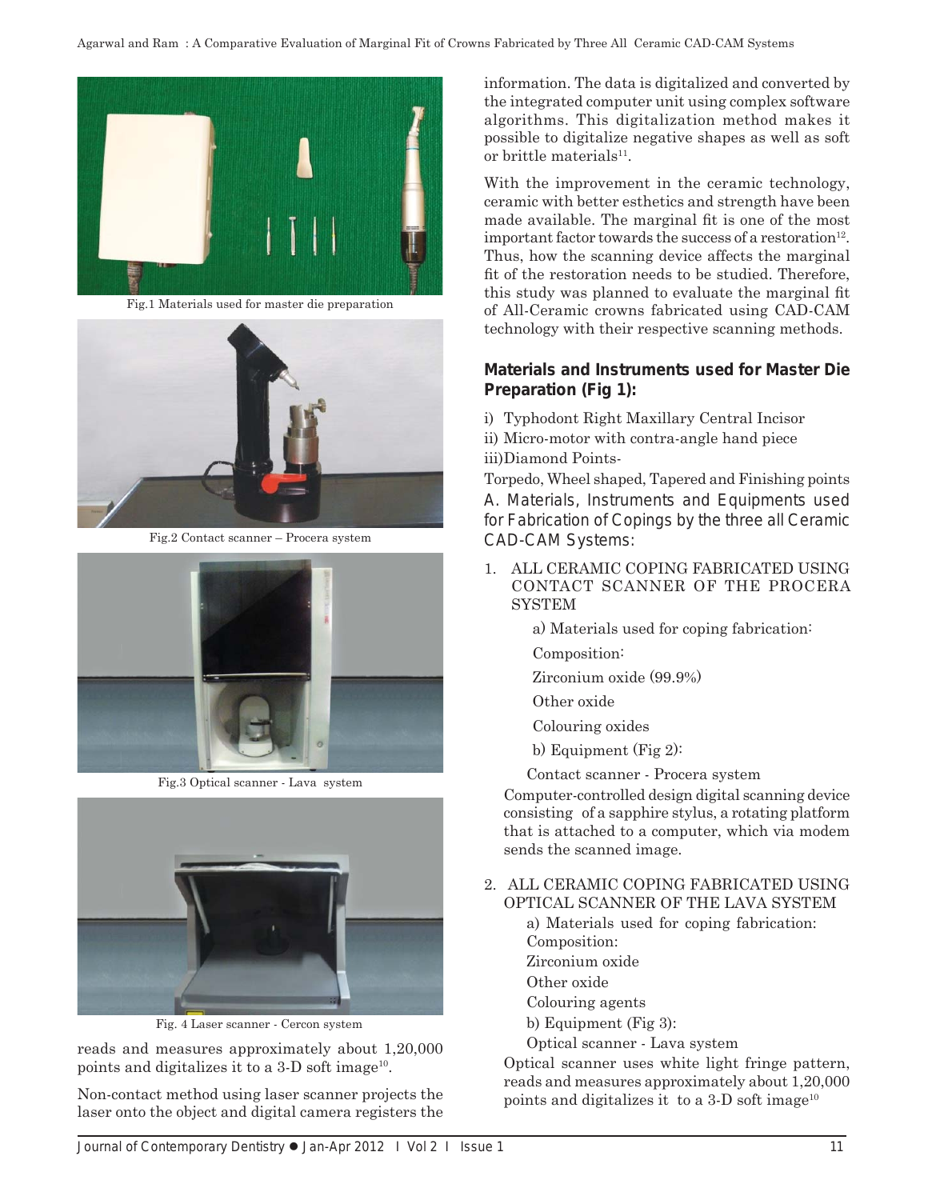Fig.1 Materials used for master die preparation

Fig.2 Contact scanner – Procera system

Fig.3 Optical scanner - Lava system

Fig. 4 Laser scanner - Cercon system

reads and measures approximately about 1,20,000 points and digitalizes it to a 3-D soft image[10].

Non-contact method using laser scanner projects the laser onto the object and digital camera registers the information. The data is digitalized and converted by the integrated computer unit using complex software algorithms. This digitalization method makes it possible to digitalize negative shapes as well as soft or brittle materials[11].

With the improvement in the ceramic technology, ceramic with better esthetics and strength have been made available. The marginal fit is one of the most important factor towards the success of a restoration[12]. Thus, how the scanning device affects the marginal fit of the restoration needs to be studied. Therefore, this study was planned to evaluate the marginal fit of All-Ceramic crowns fabricated using CAD-CAM technology with their respective scanning methods.

**Materials and Instruments used for Master Die Preparation (Fig 1):**

i) Typhodont Right Maxillary Central Incisor

ii) Micro-motor with contra-angle hand piece

iii) Diamond Points-

Torpedo, Wheel shaped, Tapered and Finishing points

A. Materials, Instruments and Equipments used for Fabrication of Copings by the three all Ceramic CAD-CAM Systems:

1. ALL CERAMIC COPING FABRICATED USING CONTACT SCANNER OF THE PROCERA SYSTEM

   a) Materials used for coping fabrication:

   Composition:

   Zirconium oxide (99.9%)

   Other oxide

   Colouring oxides

   b) Equipment (Fig 2):

   Contact scanner - Procera system

   Computer-controlled design digital scanning device consisting of a sapphire stylus, a rotating platform that is attached to a computer, which via modem sends the scanned image.

2. ALL CERAMIC COPING FABRICATED USING OPTICAL SCANNER OF THE LAVA SYSTEM

   a) Materials used for coping fabrication:

   Composition:

   Zirconium oxide

   Other oxide

   Colouring agents

   b) Equipment (Fig 3):

   Optical scanner - Lava system

   Optical scanner uses white light fringe pattern, reads and measures approximately about 1,20,000 points and digitalizes it to a 3-D soft image[10]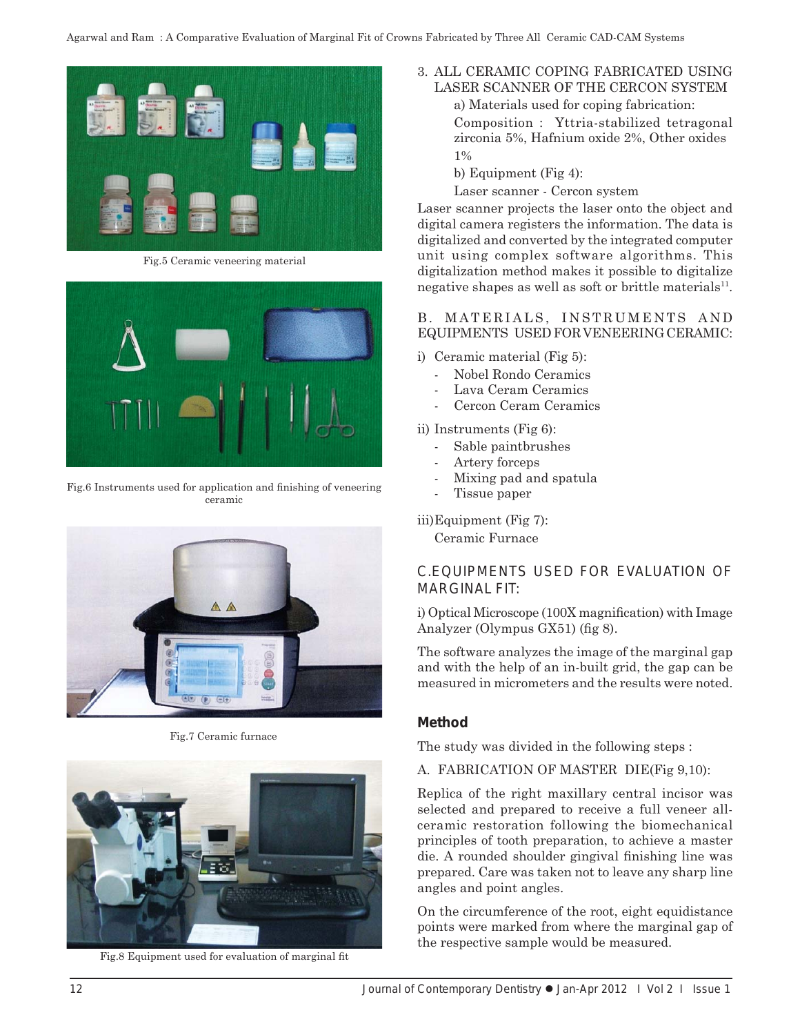Fig.5 Ceramic veneering material

Fig.6 Instruments used for application and finishing of veneering ceramic

Fig.7 Ceramic furnace

Fig.8 Equipment used for evaluation of marginal fit

3. ALL CERAMIC COPING FABRICATED USING LASER SCANNER OF THE CERCON SYSTEM

   a) Materials used for coping fabrication:

   Composition : Yttria-stabilized tetragonal zirconia 5%, Hafnium oxide 2%, Other oxides 1%

   b) Equipment (Fig 4):

   Laser scanner - Cercon system

Laser scanner projects the laser onto the object and digital camera registers the information. The data is digitalized and converted by the integrated computer unit using complex software algorithms. This digitalization method makes it possible to digitalize negative shapes as well as soft or brittle materials[11].

B. MATERIALS, INSTRUMENTS AND EQUIPMENTS USED FOR VENEERING CERAMIC:

i) Ceramic material (Fig 5):
   - Nobel Rondo Ceramics
   - Lava Ceram Ceramics
   - Cercon Ceram Ceramics

ii) Instruments (Fig 6):
   - Sable paintbrushes
   - Artery forceps
   - Mixing pad and spatula
   - Tissue paper

iii) Equipment (Fig 7):
   Ceramic Furnace

C. EQUIPMENTS USED FOR EVALUATION OF MARGINAL FIT:

i) Optical Microscope (100X magnification) with Image Analyzer (Olympus GX51) (fig 8).

The software analyzes the image of the marginal gap and with the help of an in-built grid, the gap can be measured in micrometers and the results were noted.

## Method

The study was divided in the following steps :

A. FABRICATION OF MASTER DIE(Fig 9,10):

Replica of the right maxillary central incisor was selected and prepared to receive a full veneer all-ceramic restoration following the biomechanical principles of tooth preparation, to achieve a master die. A rounded shoulder gingival finishing line was prepared. Care was taken not to leave any sharp line angles and point angles.

On the circumference of the root, eight equidistance points were marked from where the marginal gap of the respective sample would be measured.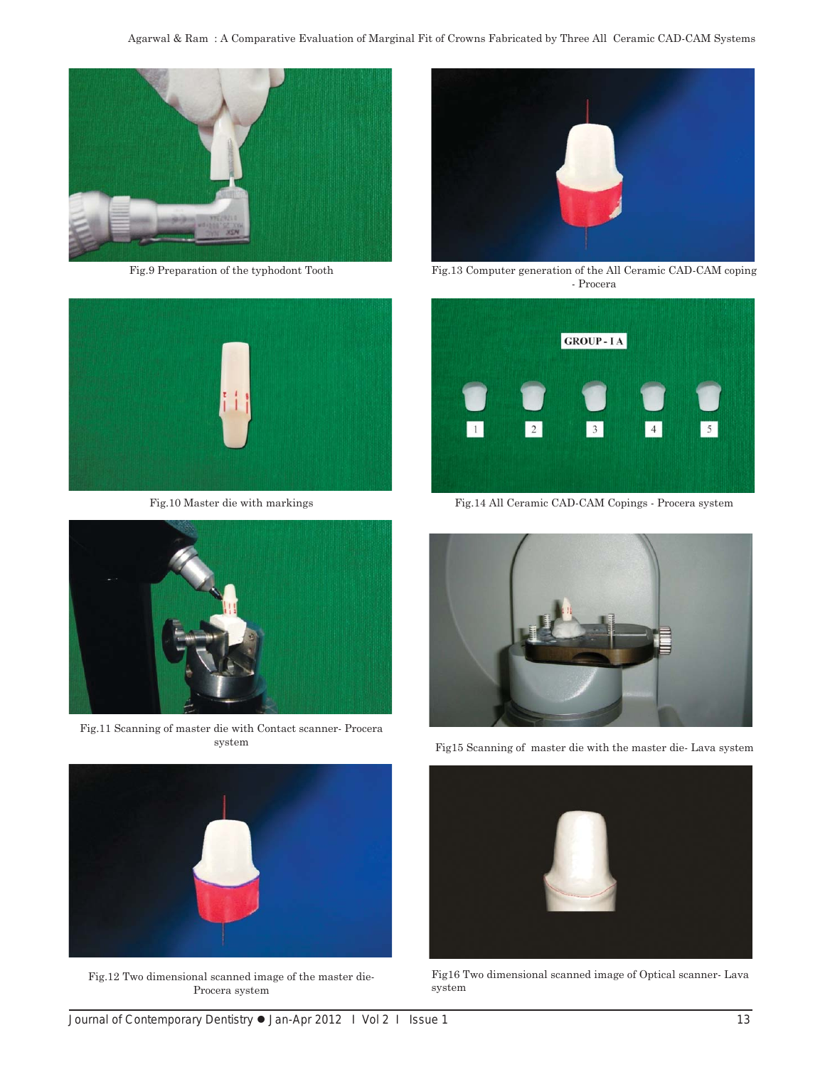Fig.9 Preparation of the typhodont Tooth

Fig.13 Computer generation of the All Ceramic CAD-CAM coping - Procera

Fig.10 Master die with markings

Fig.14 All Ceramic CAD-CAM Copings - Procera system

Fig.11 Scanning of master die with Contact scanner- Procera system

Fig15 Scanning of master die with the master die- Lava system

Fig.12 Two dimensional scanned image of the master die- Procera system

Fig16 Two dimensional scanned image of Optical scanner- Lava system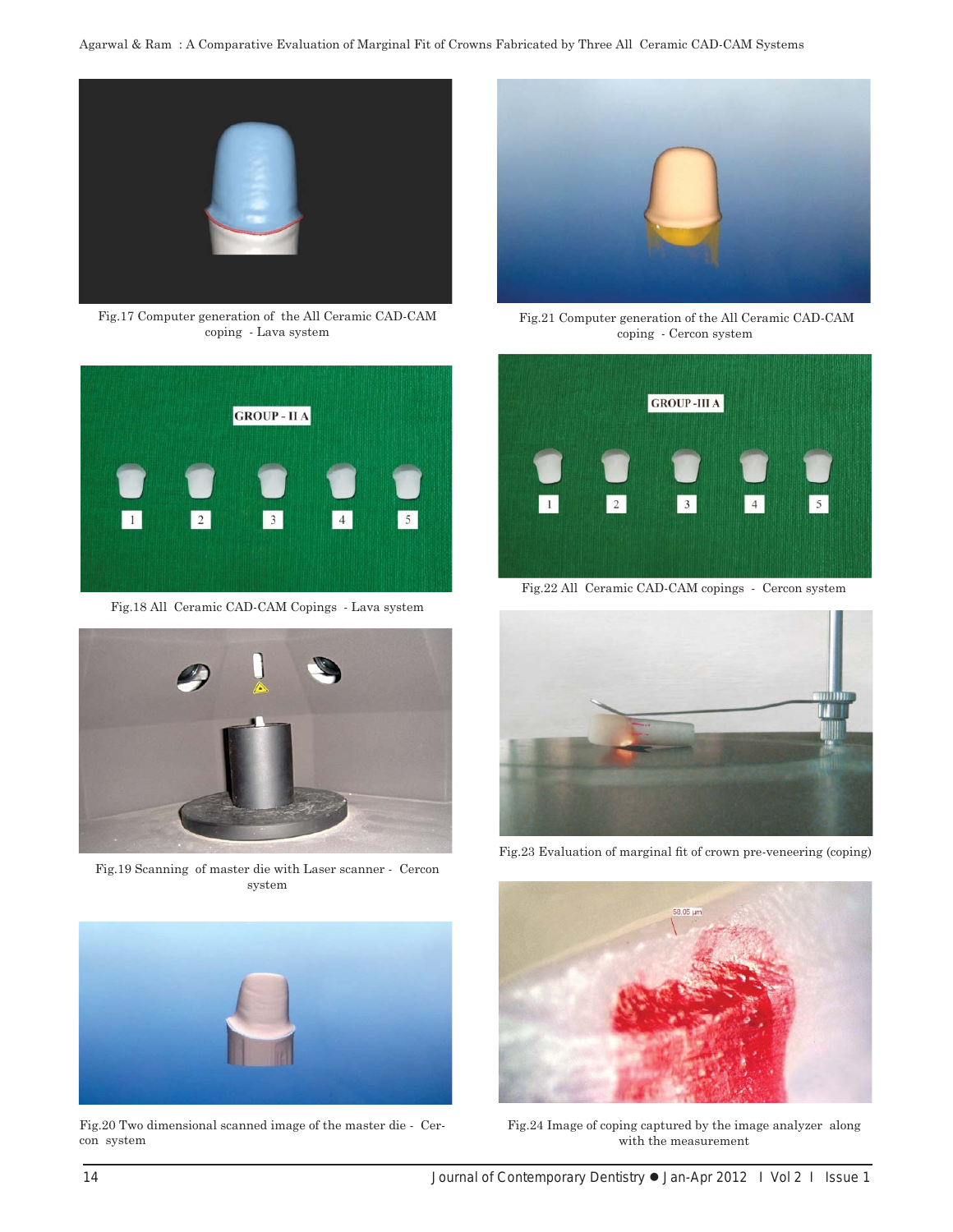Fig.17 Computer generation of the All Ceramic CAD-CAM coping - Lava system

Fig.18 All Ceramic CAD-CAM Copings - Lava system

Fig.19 Scanning of master die with Laser scanner - Cercon system

Fig.20 Two dimensional scanned image of the master die - Cercon system

Fig.21 Computer generation of the All Ceramic CAD-CAM coping - Cercon system

Fig.22 All Ceramic CAD-CAM copings - Cercon system

Fig.23 Evaluation of marginal fit of crown pre-veneering (coping)

Fig.24 Image of coping captured by the image analyzer along with the measurement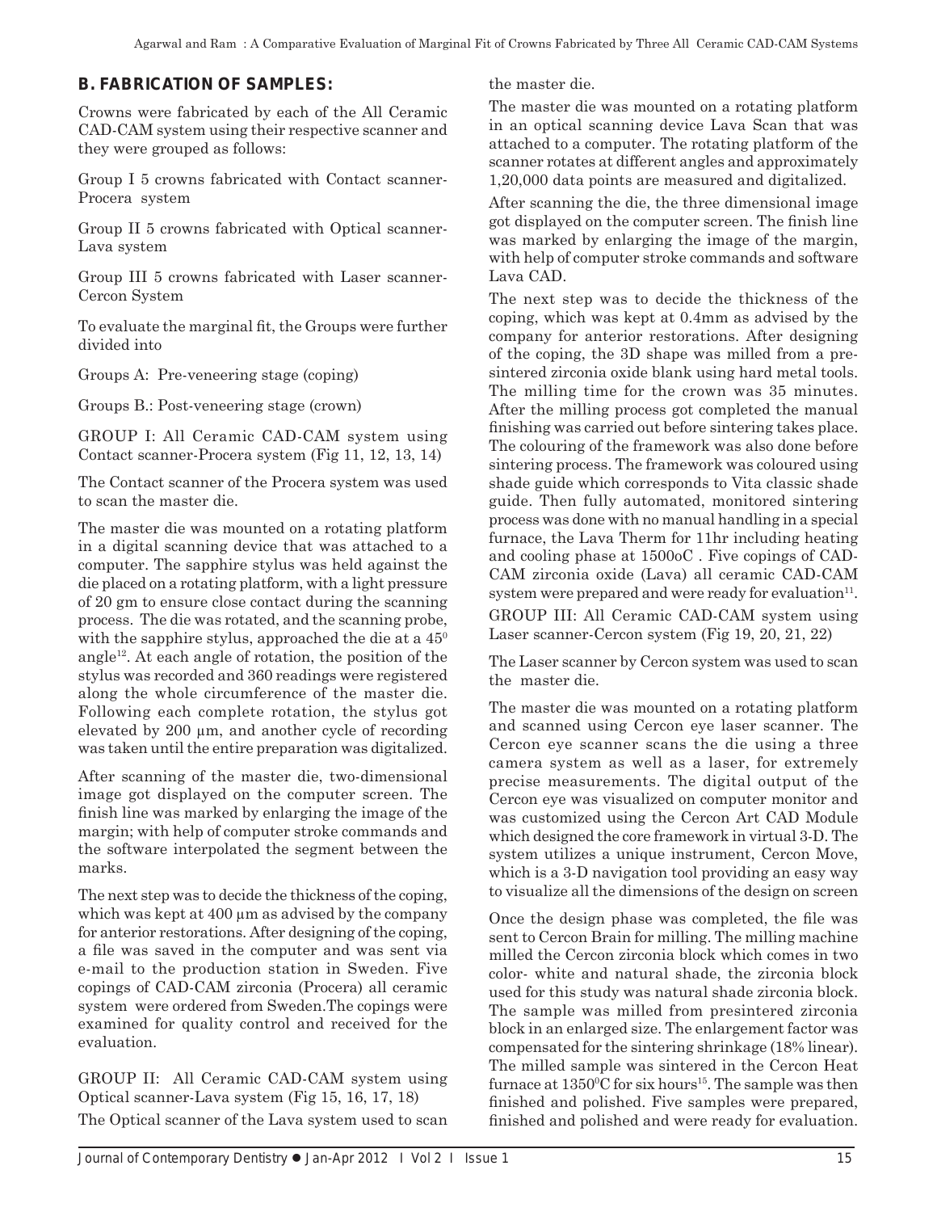## B. FABRICATION OF SAMPLES:

Crowns were fabricated by each of the All Ceramic CAD-CAM system using their respective scanner and they were grouped as follows:

Group I 5 crowns fabricated with Contact scanner-Procera system

Group II 5 crowns fabricated with Optical scanner-Lava system

Group III 5 crowns fabricated with Laser scanner-Cercon System

To evaluate the marginal fit, the Groups were further divided into

Groups A: Pre-veneering stage (coping)

Groups B.: Post-veneering stage (crown)

GROUP I: All Ceramic CAD-CAM system using Contact scanner-Procera system (Fig 11, 12, 13, 14)

The Contact scanner of the Procera system was used to scan the master die.

The master die was mounted on a rotating platform in a digital scanning device that was attached to a computer. The sapphire stylus was held against the die placed on a rotating platform, with a light pressure of 20 gm to ensure close contact during the scanning process. The die was rotated, and the scanning probe, with the sapphire stylus, approached the die at a $45^0$ angle[12]. At each angle of rotation, the position of the stylus was recorded and 360 readings were registered along the whole circumference of the master die. Following each complete rotation, the stylus got elevated by 200 μm, and another cycle of recording was taken until the entire preparation was digitalized.

After scanning of the master die, two-dimensional image got displayed on the computer screen. The finish line was marked by enlarging the image of the margin; with help of computer stroke commands and the software interpolated the segment between the marks.

The next step was to decide the thickness of the coping, which was kept at 400 μm as advised by the company for anterior restorations. After designing of the coping, a file was saved in the computer and was sent via e-mail to the production station in Sweden. Five copings of CAD-CAM zirconia (Procera) all ceramic system were ordered from Sweden.The copings were examined for quality control and received for the evaluation.

GROUP II: All Ceramic CAD-CAM system using Optical scanner-Lava system (Fig 15, 16, 17, 18)

The Optical scanner of the Lava system used to scan the master die.

The master die was mounted on a rotating platform in an optical scanning device Lava Scan that was attached to a computer. The rotating platform of the scanner rotates at different angles and approximately 1,20,000 data points are measured and digitalized.

After scanning the die, the three dimensional image got displayed on the computer screen. The finish line was marked by enlarging the image of the margin, with help of computer stroke commands and software Lava CAD.

The next step was to decide the thickness of the coping, which was kept at 0.4mm as advised by the company for anterior restorations. After designing of the coping, the 3D shape was milled from a pre-sintered zirconia oxide blank using hard metal tools. The milling time for the crown was 35 minutes. After the milling process got completed the manual finishing was carried out before sintering takes place. The colouring of the framework was also done before sintering process. The framework was coloured using shade guide which corresponds to Vita classic shade guide. Then fully automated, monitored sintering process was done with no manual handling in a special furnace, the Lava Therm for 11hr including heating and cooling phase at 1500oC . Five copings of CAD-CAM zirconia oxide (Lava) all ceramic CAD-CAM system were prepared and were ready for evaluation[11].

GROUP III: All Ceramic CAD-CAM system using Laser scanner-Cercon system (Fig 19, 20, 21, 22)

The Laser scanner by Cercon system was used to scan the master die.

The master die was mounted on a rotating platform and scanned using Cercon eye laser scanner. The Cercon eye scanner scans the die using a three camera system as well as a laser, for extremely precise measurements. The digital output of the Cercon eye was visualized on computer monitor and was customized using the Cercon Art CAD Module which designed the core framework in virtual 3-D. The system utilizes a unique instrument, Cercon Move, which is a 3-D navigation tool providing an easy way to visualize all the dimensions of the design on screen

Once the design phase was completed, the file was sent to Cercon Brain for milling. The milling machine milled the Cercon zirconia block which comes in two color- white and natural shade, the zirconia block used for this study was natural shade zirconia block. The sample was milled from presintered zirconia block in an enlarged size. The enlargement factor was compensated for the sintering shrinkage (18% linear). The milled sample was sintered in the Cercon Heat furnace at $1350^0$C for six hours[15]. The sample was then finished and polished. Five samples were prepared, finished and polished and were ready for evaluation.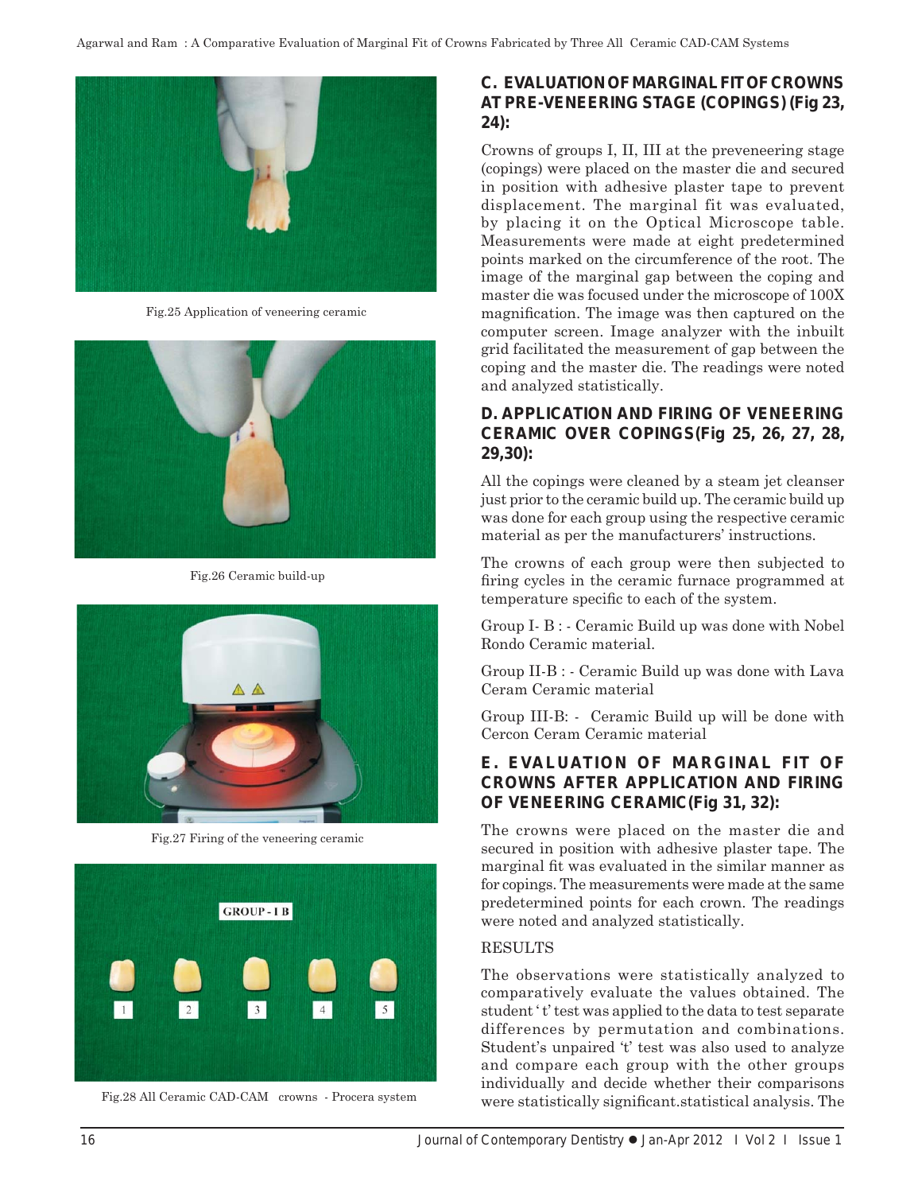Fig.25 Application of veneering ceramic

Fig.26 Ceramic build-up

Fig.27 Firing of the veneering ceramic

Fig.28 All Ceramic CAD-CAM crowns - Procera system

### C. EVALUATION OF MARGINAL FIT OF CROWNS AT PRE-VENEERING STAGE (COPINGS) (Fig 23, 24):

Crowns of groups I, II, III at the preveneering stage (copings) were placed on the master die and secured in position with adhesive plaster tape to prevent displacement. The marginal fit was evaluated, by placing it on the Optical Microscope table. Measurements were made at eight predetermined points marked on the circumference of the root. The image of the marginal gap between the coping and master die was focused under the microscope of 100X magnification. The image was then captured on the computer screen. Image analyzer with the inbuilt grid facilitated the measurement of gap between the coping and the master die. The readings were noted and analyzed statistically.

### D. APPLICATION AND FIRING OF VENEERING CERAMIC OVER COPINGS (Fig 25, 26, 27, 28, 29,30):

All the copings were cleaned by a steam jet cleanser just prior to the ceramic build up. The ceramic build up was done for each group using the respective ceramic material as per the manufacturers' instructions.

The crowns of each group were then subjected to firing cycles in the ceramic furnace programmed at temperature specific to each of the system.

Group I- B : - Ceramic Build up was done with Nobel Rondo Ceramic material.

Group II-B : - Ceramic Build up was done with Lava Ceram Ceramic material

Group III-B: - Ceramic Build up will be done with Cercon Ceram Ceramic material

### E. EVALUATION OF MARGINAL FIT OF CROWNS AFTER APPLICATION AND FIRING OF VENEERING CERAMIC (Fig 31, 32):

The crowns were placed on the master die and secured in position with adhesive plaster tape. The marginal fit was evaluated in the similar manner as for copings. The measurements were made at the same predetermined points for each crown. The readings were noted and analyzed statistically.

RESULTS

The observations were statistically analyzed to comparatively evaluate the values obtained. The student 't' test was applied to the data to test separate differences by permutation and combinations. Student's unpaired 't' test was also used to analyze and compare each group with the other groups individually and decide whether their comparisons were statistically significant.statistical analysis. The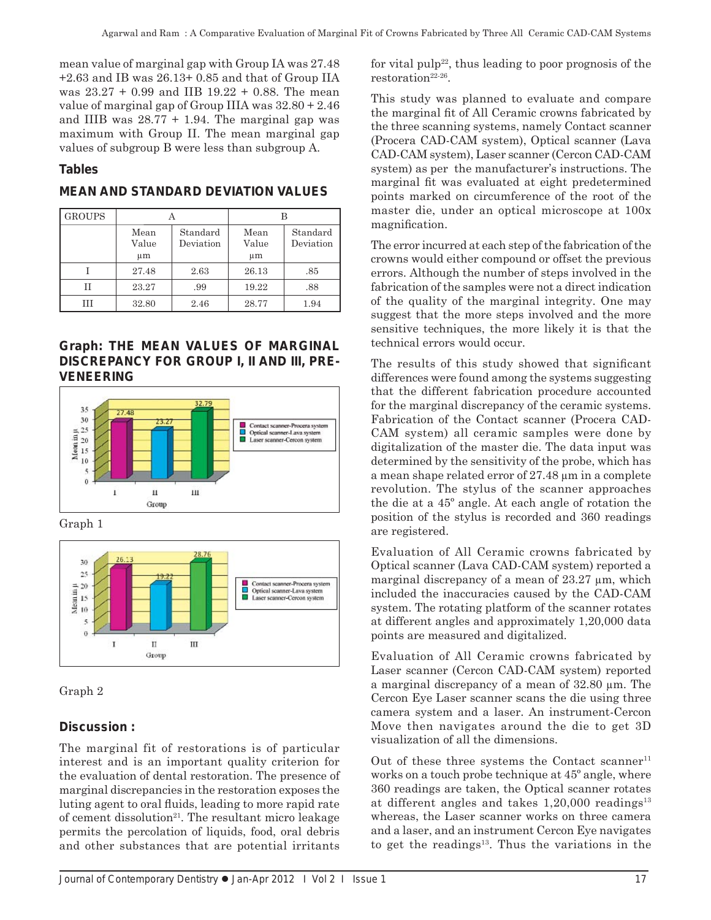mean value of marginal gap with Group IA was 27.48 +2.63 and IB was 26.13+ 0.85 and that of Group IIA was 23.27 + 0.99 and IIB 19.22 + 0.88. The mean value of marginal gap of Group IIIA was 32.80 + 2.46 and IIIB was 28.77 + 1.94. The marginal gap was maximum with Group II. The mean marginal gap values of subgroup B were less than subgroup A.

### Tables

### MEAN AND STANDARD DEVIATION VALUES

| GROUPS | A | | B | |
|---|---|---|---|---|
| | Mean Value µm | Standard Deviation | Mean Value µm | Standard Deviation |
| I | 27.48 | 2.63 | 26.13 | .85 |
| II | 23.27 | .99 | 19.22 | .88 |
| III | 32.80 | 2.46 | 28.77 | 1.94 |

### Graph: THE MEAN VALUES OF MARGINAL DISCREPANCY FOR GROUP I, II AND III, PRE-VENEERING

Graph 1

Graph 2

### Discussion :

The marginal fit of restorations is of particular interest and is an important quality criterion for the evaluation of dental restoration. The presence of marginal discrepancies in the restoration exposes the luting agent to oral fluids, leading to more rapid rate of cement dissolution[21]. The resultant micro leakage permits the percolation of liquids, food, oral debris and other substances that are potential irritants for vital pulp[22], thus leading to poor prognosis of the restoration[22-26].

This study was planned to evaluate and compare the marginal fit of All Ceramic crowns fabricated by the three scanning systems, namely Contact scanner (Procera CAD-CAM system), Optical scanner (Lava CAD-CAM system), Laser scanner (Cercon CAD-CAM system) as per the manufacturer's instructions. The marginal fit was evaluated at eight predetermined points marked on circumference of the root of the master die, under an optical microscope at 100x magnification.

The error incurred at each step of the fabrication of the crowns would either compound or offset the previous errors. Although the number of steps involved in the fabrication of the samples were not a direct indication of the quality of the marginal integrity. One may suggest that the more steps involved and the more sensitive techniques, the more likely it is that the technical errors would occur.

The results of this study showed that significant differences were found among the systems suggesting that the different fabrication procedure accounted for the marginal discrepancy of the ceramic systems. Fabrication of the Contact scanner (Procera CAD-CAM system) all ceramic samples were done by digitalization of the master die. The data input was determined by the sensitivity of the probe, which has a mean shape related error of 27.48 µm in a complete revolution. The stylus of the scanner approaches the die at a 45º angle. At each angle of rotation the position of the stylus is recorded and 360 readings are registered.

Evaluation of All Ceramic crowns fabricated by Optical scanner (Lava CAD-CAM system) reported a marginal discrepancy of a mean of 23.27 µm, which included the inaccuracies caused by the CAD-CAM system. The rotating platform of the scanner rotates at different angles and approximately 1,20,000 data points are measured and digitalized.

Evaluation of All Ceramic crowns fabricated by Laser scanner (Cercon CAD-CAM system) reported a marginal discrepancy of a mean of 32.80 µm. The Cercon Eye Laser scanner scans the die using three camera system and a laser. An instrument-Cercon Move then navigates around the die to get 3D visualization of all the dimensions.

Out of these three systems the Contact scanner[11] works on a touch probe technique at 45º angle, where 360 readings are taken, the Optical scanner rotates at different angles and takes 1,20,000 readings[13] whereas, the Laser scanner works on three camera and a laser, and an instrument Cercon Eye navigates to get the readings[13]. Thus the variations in the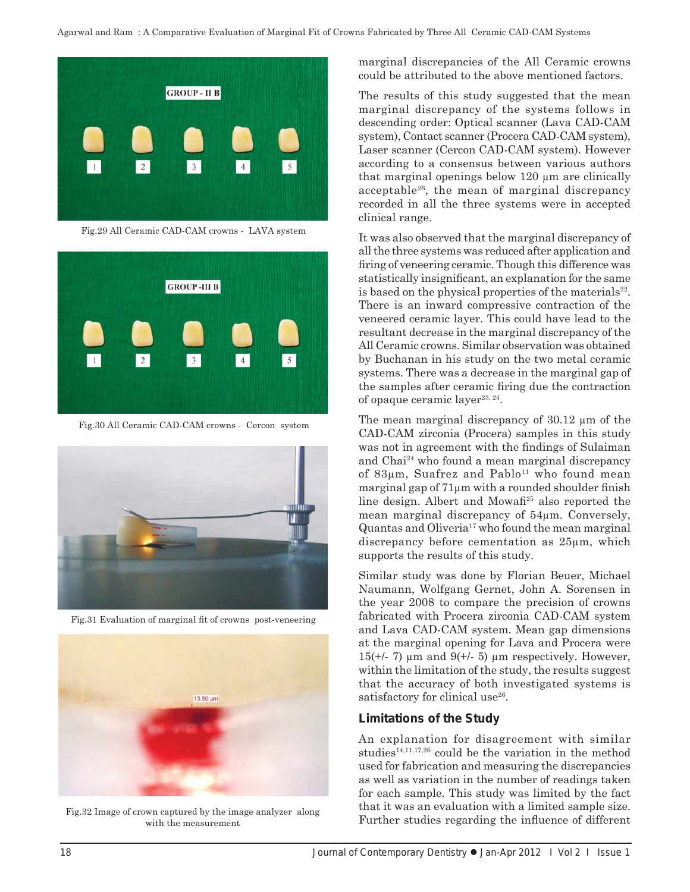Fig.29 All Ceramic CAD-CAM crowns - LAVA system

Fig.30 All Ceramic CAD-CAM crowns - Cercon system

Fig.31 Evaluation of marginal fit of crowns post-veneering

Fig.32 Image of crown captured by the image analyzer along with the measurement

marginal discrepancies of the All Ceramic crowns could be attributed to the above mentioned factors.

The results of this study suggested that the mean marginal discrepancy of the systems follows in descending order: Optical scanner (Lava CAD-CAM system), Contact scanner (Procera CAD-CAM system), Laser scanner (Cercon CAD-CAM system). However according to a consensus between various authors that marginal openings below 120 µm are clinically acceptable[26], the mean of marginal discrepancy recorded in all the three systems were in accepted clinical range.

It was also observed that the marginal discrepancy of all the three systems was reduced after application and firing of veneering ceramic. Though this difference was statistically insignificant, an explanation for the same is based on the physical properties of the materials[22]. There is an inward compressive contraction of the veneered ceramic layer. This could have lead to the resultant decrease in the marginal discrepancy of the All Ceramic crowns. Similar observation was obtained by Buchanan in his study on the two metal ceramic systems. There was a decrease in the marginal gap of the samples after ceramic firing due the contraction of opaque ceramic layer[23, 24].

The mean marginal discrepancy of 30.12 µm of the CAD-CAM zirconia (Procera) samples in this study was not in agreement with the findings of Sulaiman and Chai[24] who found a mean marginal discrepancy of 83µm, Suafrez and Pablo[11] who found mean marginal gap of 71µm with a rounded shoulder finish line design. Albert and Mowafi[25] also reported the mean marginal discrepancy of 54µm. Conversely, Quantas and Oliveria[17] who found the mean marginal discrepancy before cementation as 25µm, which supports the results of this study.

Similar study was done by Florian Beuer, Michael Naumann, Wolfgang Gernet, John A. Sorensen in the year 2008 to compare the precision of crowns fabricated with Procera zirconia CAD-CAM system and Lava CAD-CAM system. Mean gap dimensions at the marginal opening for Lava and Procera were 15(+/- 7) µm and 9(+/- 5) µm respectively. However, within the limitation of the study, the results suggest that the accuracy of both investigated systems is satisfactory for clinical use[26].

## Limitations of the Study

An explanation for disagreement with similar studies[14,11,17,26] could be the variation in the method used for fabrication and measuring the discrepancies as well as variation in the number of readings taken for each sample. This study was limited by the fact that it was an evaluation with a limited sample size. Further studies regarding the influence of different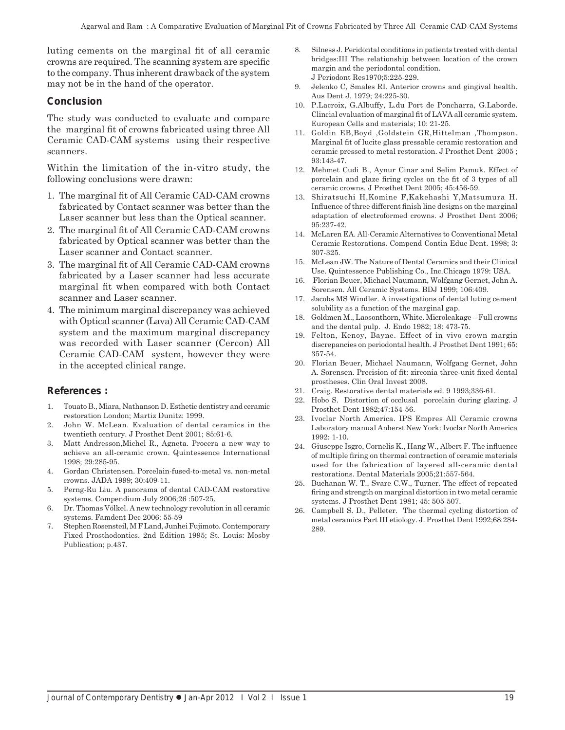luting cements on the marginal fit of all ceramic crowns are required. The scanning system are specific to the company. Thus inherent drawback of the system may not be in the hand of the operator.

## Conclusion

The study was conducted to evaluate and compare the marginal fit of crowns fabricated using three All Ceramic CAD-CAM systems using their respective scanners.

Within the limitation of the in-vitro study, the following conclusions were drawn:

1. The marginal fit of All Ceramic CAD-CAM crowns fabricated by Contact scanner was better than the Laser scanner but less than the Optical scanner.
2. The marginal fit of All Ceramic CAD-CAM crowns fabricated by Optical scanner was better than the Laser scanner and Contact scanner.
3. The marginal fit of All Ceramic CAD-CAM crowns fabricated by a Laser scanner had less accurate marginal fit when compared with both Contact scanner and Laser scanner.
4. The minimum marginal discrepancy was achieved with Optical scanner (Lava) All Ceramic CAD-CAM system and the maximum marginal discrepancy was recorded with Laser scanner (Cercon) All Ceramic CAD-CAM system, however they were in the accepted clinical range.

## References :

1. Touato B., Miara, Nathanson D. Esthetic dentistry and ceramic restoration London; Martiz Dunitz: 1999.
2. John W. McLean. Evaluation of dental ceramics in the twentieth century. J Prosthet Dent 2001; 85:61-6.
3. Matt Andresson,Michel R., Agneta. Procera a new way to achieve an all-ceramic crown. Quintessence International 1998; 29:285-95.
4. Gordan Christensen. Porcelain-fused-to-metal vs. non-metal crowns. JADA 1999; 30:409-11.
5. Perng-Ru Liu. A panorama of dental CAD-CAM restorative systems. Compendium July 2006;26 :507-25.
6. Dr. Thomas Völkel. A new technology revolution in all ceramic systems. Famdent Dec 2006: 55-59
7. Stephen Rosensteil, M F Land, Junhei Fujimoto. Contemporary Fixed Prosthodontics. 2nd Edition 1995; St. Louis: Mosby Publication; p.437.
8. Silness J. Peridontal conditions in patients treated with dental bridges:III The relationship between location of the crown margin and the periodontal condition. J Periodont Res1970;5:225-229.
9. Jelenko C, Smales RI. Anterior crowns and gingival health. Aus Dent J. 1979; 24:225-30.
10. P.Lacroix, G.Albuffy, L.du Port de Poncharra, G.Laborde. Clincial evaluation of marginal fit of LAVA all ceramic system. European Cells and materials; 10: 21-25.
11. Goldin EB,Boyd ,Goldstein GR,Hittelman ,Thompson. Marginal fit of lucite glass pressable ceramic restoration and ceramic pressed to metal restoration. J Prosthet Dent 2005 ; 93:143-47.
12. Mehmet Cudi B., Aynur Cinar and Selim Pamuk. Effect of porcelain and glaze firing cycles on the fit of 3 types of all ceramic crowns. J Prosthet Dent 2005; 45:456-59.
13. Shiratsuchi H,Komine F,Kakehashi Y,Matsumura H. Influence of three different finish line designs on the marginal adaptation of electroformed crowns. J Prosthet Dent 2006; 95:237-42.
14. McLaren EA. All-Ceramic Alternatives to Conventional Metal Ceramic Restorations. Compend Contin Educ Dent. 1998; 3: 307-325.
15. McLean JW. The Nature of Dental Ceramics and their Clinical Use. Quintessence Publishing Co., Inc.Chicago 1979: USA.
16. Florian Beuer, Michael Naumann, Wolfgang Gernet, John A. Sorensen. All Ceramic Systems. BDJ 1999; 106:409.
17. Jacobs MS Windler. A investigations of dental luting cement solubility as a function of the marginal gap.
18. Goldmen M., Laosonthorn, White. Microleakage – Full crowns and the dental pulp. J. Endo 1982; 18: 473-75.
19. Felton, Kenoy, Bayne. Effect of in vivo crown margin discrepancies on periodontal health. J Prosthet Dent 1991; 65: 357-54.
20. Florian Beuer, Michael Naumann, Wolfgang Gernet, John A. Sorensen. Precision of fit: zirconia three-unit fixed dental prostheses. Clin Oral Invest 2008.
21. Craig. Restorative dental materials ed. 9 1993;336-61.
22. Hobo S. Distortion of occlusal porcelain during glazing. J Prosthet Dent 1982;47:154-56.
23. Ivoclar North America. IPS Empres All Ceramic crowns Laboratory manual Anberst New York: Ivoclar North America 1992: 1-10.
24. Giuseppe Isgro, Cornelis K., Hang W., Albert F. The influence of multiple firing on thermal contraction of ceramic materials used for the fabrication of layered all-ceramic dental restorations. Dental Materials 2005;21:557-564.
25. Buchanan W. T., Svare C.W., Turner. The effect of repeated firing and strength on marginal distortion in two metal ceramic systems. J Prosthet Dent 1981; 45: 505-507.
26. Campbell S. D., Pelleter. The thermal cycling distortion of metal ceramics Part III etiology. J. Prosthet Dent 1992;68:284-289.